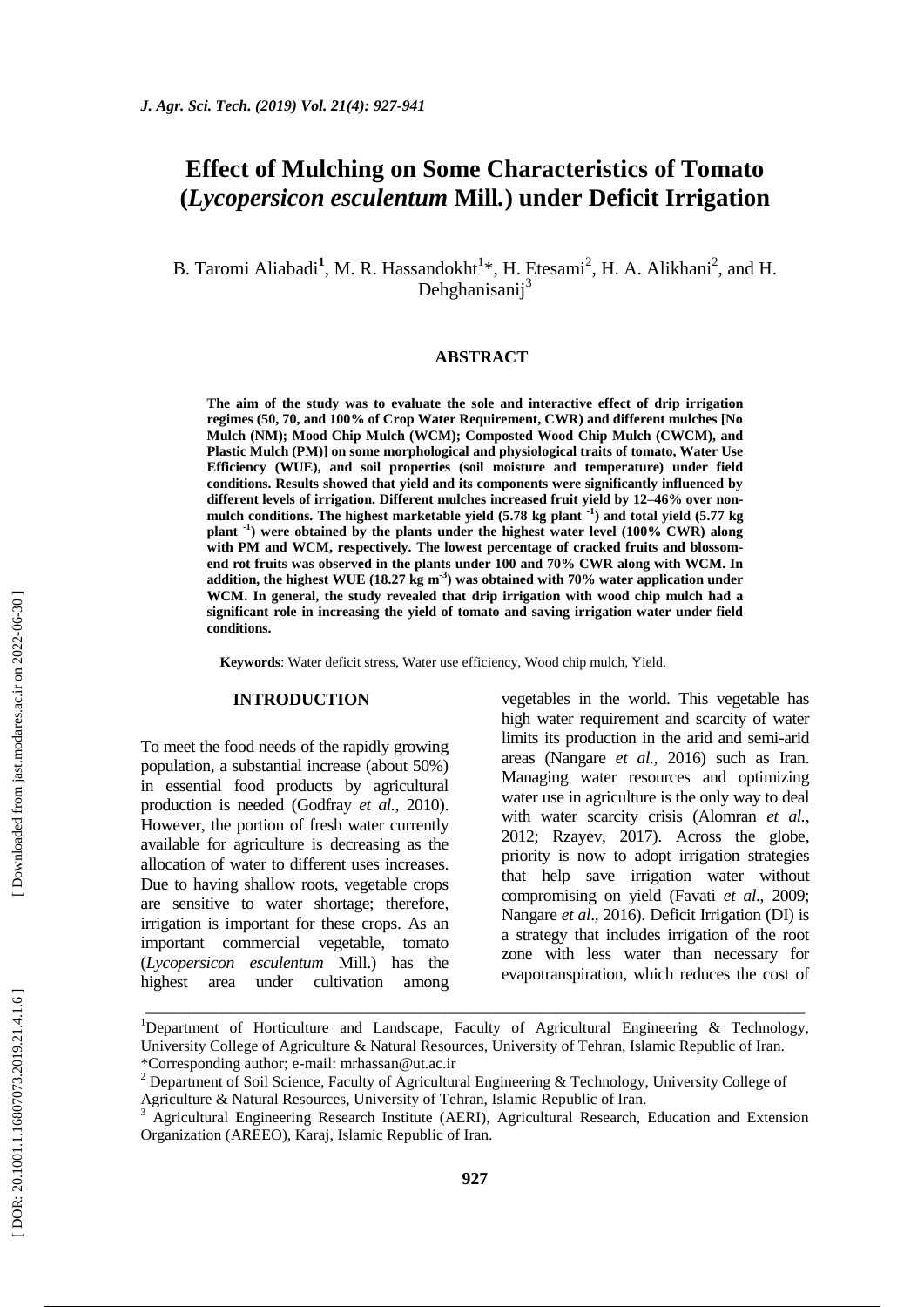# Effect of Mulching on Some Characteristics of Tomato (*Lycopersicon esculentum* Mill.) under Deficit Irrigation

B. Taromi Aliabadi[1], M. R. Hassandokht[1]*, H. Etesami[2], H. A. Alikhani[2], and H. Dehghanisanij[3]

## ABSTRACT

**The aim of the study was to evaluate the sole and interactive effect of drip irrigation regimes (50, 70, and 100% of Crop Water Requirement, CWR) and different mulches [No Mulch (NM); Mood Chip Mulch (WCM); Composted Wood Chip Mulch (CWCM), and Plastic Mulch (PM)] on some morphological and physiological traits of tomato, Water Use Efficiency (WUE), and soil properties (soil moisture and temperature) under field conditions. Results showed that yield and its components were significantly influenced by different levels of irrigation. Different mulches increased fruit yield by 12–46% over non-mulch conditions. The highest marketable yield (5.78 kg plant $^{-1}$) and total yield (5.77 kg plant $^{-1}$) were obtained by the plants under the highest water level (100% CWR) along with PM and WCM, respectively. The lowest percentage of cracked fruits and blossom-end rot fruits was observed in the plants under 100 and 70% CWR along with WCM. In addition, the highest WUE (18.27 kg m$^{-3}$) was obtained with 70% water application under WCM. In general, the study revealed that drip irrigation with wood chip mulch had a significant role in increasing the yield of tomato and saving irrigation water under field conditions.**

**Keywords**: Water deficit stress, Water use efficiency, Wood chip mulch, Yield.

## INTRODUCTION

To meet the food needs of the rapidly growing population, a substantial increase (about 50%) in essential food products by agricultural production is needed (Godfray *et al.,* 2010). However, the portion of fresh water currently available for agriculture is decreasing as the allocation of water to different uses increases. Due to having shallow roots, vegetable crops are sensitive to water shortage; therefore, irrigation is important for these crops. As an important commercial vegetable, tomato (*Lycopersicon esculentum* Mill.) has the highest area under cultivation among vegetables in the world. This vegetable has high water requirement and scarcity of water limits its production in the arid and semi-arid areas (Nangare *et al.,* 2016) such as Iran. Managing water resources and optimizing water use in agriculture is the only way to deal with water scarcity crisis (Alomran *et al.*, 2012; Rzayev, 2017). Across the globe, priority is now to adopt irrigation strategies that help save irrigation water without compromising on yield (Favati *et al*., 2009; Nangare *et al*., 2016). Deficit Irrigation (DI) is a strategy that includes irrigation of the root zone with less water than necessary for evapotranspiration, which reduces the cost of

---

[1] Department of Horticulture and Landscape, Faculty of Agricultural Engineering & Technology, University College of Agriculture & Natural Resources, University of Tehran, Islamic Republic of Iran.
*Corresponding author; e-mail: mrhassan@ut.ac.ir
[2] Department of Soil Science, Faculty of Agricultural Engineering & Technology, University College of Agriculture & Natural Resources, University of Tehran, Islamic Republic of Iran.
[3] Agricultural Engineering Research Institute (AERI), Agricultural Research, Education and Extension Organization (AREEO), Karaj, Islamic Republic of Iran.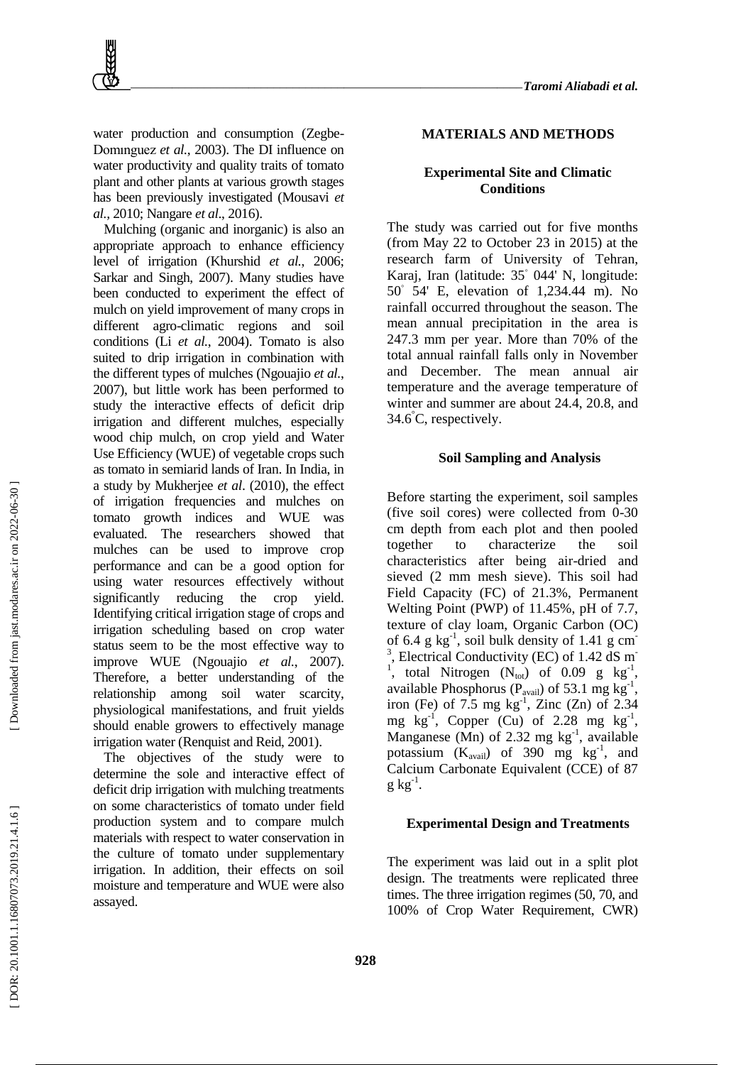water production and consumption (Zegbe-Domınguez *et al.*, 2003). The DI influence on water productivity and quality traits of tomato plant and other plants at various growth stages has been previously investigated (Mousavi *et al.*, 2010; Nangare *et al*., 2016).

Mulching (organic and inorganic) is also an appropriate approach to enhance efficiency level of irrigation (Khurshid *et al.*, 2006; Sarkar and Singh, 2007). Many studies have been conducted to experiment the effect of mulch on yield improvement of many crops in different agro-climatic regions and soil conditions (Li *et al.*, 2004). Tomato is also suited to drip irrigation in combination with the different types of mulches (Ngouajio *et al.*, 2007), but little work has been performed to study the interactive effects of deficit drip irrigation and different mulches, especially wood chip mulch, on crop yield and Water Use Efficiency (WUE) of vegetable crops such as tomato in semiarid lands of Iran. In India, in a study by Mukherjee *et al*. (2010), the effect of irrigation frequencies and mulches on tomato growth indices and WUE was evaluated. The researchers showed that mulches can be used to improve crop performance and can be a good option for using water resources effectively without significantly reducing the crop yield. Identifying critical irrigation stage of crops and irrigation scheduling based on crop water status seem to be the most effective way to improve WUE (Ngouajio *et al.*, 2007). Therefore, a better understanding of the relationship among soil water scarcity, physiological manifestations, and fruit yields should enable growers to effectively manage irrigation water (Renquist and Reid, 2001).

The objectives of the study were to determine the sole and interactive effect of deficit drip irrigation with mulching treatments on some characteristics of tomato under field production system and to compare mulch materials with respect to water conservation in the culture of tomato under supplementary irrigation. In addition, their effects on soil moisture and temperature and WUE were also assayed.

## MATERIALS AND METHODS

### Experimental Site and Climatic Conditions

The study was carried out for five months (from May 22 to October 23 in 2015) at the research farm of University of Tehran, Karaj, Iran (latitude: 35° 044' N, longitude: 50° 54' E, elevation of 1,234.44 m). No rainfall occurred throughout the season. The mean annual precipitation in the area is 247.3 mm per year. More than 70% of the total annual rainfall falls only in November and December. The mean annual air temperature and the average temperature of winter and summer are about 24.4, 20.8, and 34.6°C, respectively.

### Soil Sampling and Analysis

Before starting the experiment, soil samples (five soil cores) were collected from 0-30 cm depth from each plot and then pooled together to characterize the soil characteristics after being air-dried and sieved (2 mm mesh sieve). This soil had Field Capacity (FC) of 21.3%, Permanent Welting Point (PWP) of 11.45%, pH of 7.7, texture of clay loam, Organic Carbon (OC) of 6.4 g $kg^{-1}$, soil bulk density of 1.41 g $cm^{-3}$, Electrical Conductivity (EC) of 1.42 dS $m^{-1}$, total Nitrogen ($N_{tot}$) of 0.09 g $kg^{-1}$, available Phosphorus ($P_{avail}$) of 53.1 mg $kg^{-1}$, iron (Fe) of 7.5 mg $kg^{-1}$, Zinc (Zn) of 2.34 mg $kg^{-1}$, Copper (Cu) of 2.28 mg $kg^{-1}$, Manganese (Mn) of 2.32 mg $kg^{-1}$, available potassium ($K_{avail}$) of 390 mg $kg^{-1}$, and Calcium Carbonate Equivalent (CCE) of 87 g $kg^{-1}$.

### Experimental Design and Treatments

The experiment was laid out in a split plot design. The treatments were replicated three times. The three irrigation regimes (50, 70, and 100% of Crop Water Requirement, CWR)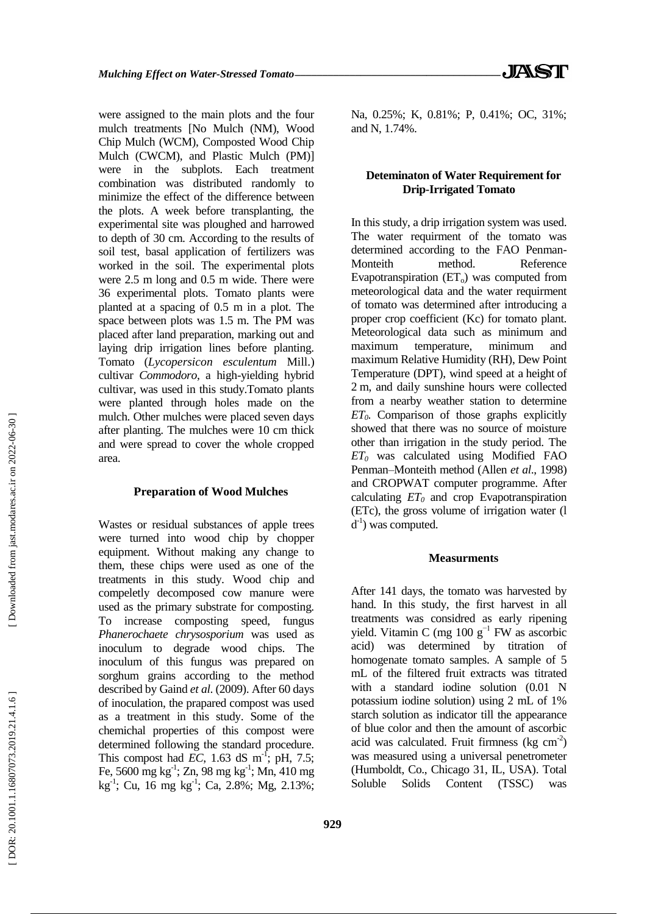were assigned to the main plots and the four mulch treatments [No Mulch (NM), Wood Chip Mulch (WCM), Composted Wood Chip Mulch (CWCM), and Plastic Mulch (PM)] were in the subplots. Each treatment combination was distributed randomly to minimize the effect of the difference between the plots. A week before transplanting, the experimental site was ploughed and harrowed to depth of 30 cm. According to the results of soil test, basal application of fertilizers was worked in the soil. The experimental plots were 2.5 m long and 0.5 m wide. There were 36 experimental plots. Tomato plants were planted at a spacing of 0.5 m in a plot. The space between plots was 1.5 m. The PM was placed after land preparation, marking out and laying drip irrigation lines before planting. Tomato (*Lycopersicon esculentum* Mill.) cultivar *Commodoro*, a high-yielding hybrid cultivar, was used in this study.Tomato plants were planted through holes made on the mulch. Other mulches were placed seven days after planting. The mulches were 10 cm thick and were spread to cover the whole cropped area.

#### Preparation of Wood Mulches

Wastes or residual substances of apple trees were turned into wood chip by chopper equipment. Without making any change to them, these chips were used as one of the treatments in this study. Wood chip and compeletly decomposed cow manure were used as the primary substrate for composting. To increase composting speed, fungus *Phanerochaete chrysosporium* was used as inoculum to degrade wood chips. The inoculum of this fungus was prepared on sorghum grains according to the method described by Gaind *et al*. (2009). After 60 days of inoculation, the prapared compost was used as a treatment in this study. Some of the chemichal properties of this compost were determined following the standard procedure. This compost had *EC*, 1.63 dS $m^{-1}$; pH, 7.5; Fe, 5600 mg $kg^{-1}$; Zn, 98 mg $kg^{-1}$; Mn, 410 mg $kg^{-1}$; Cu, 16 mg $kg^{-1}$; Ca, 2.8%; Mg, 2.13%; Na, 0.25%; K, 0.81%; P, 0.41%; OC, 31%; and N, 1.74%.

#### Deteminaton of Water Requirement for Drip-Irrigated Tomato

In this study, a drip irrigation system was used. The water requirment of the tomato was determined according to the FAO Penman-Monteith method. Reference Evapotranspiration ($ET_o$) was computed from meteorological data and the water requirment of tomato was determined after introducing a proper crop coefficient (Kc) for tomato plant. Meteorological data such as minimum and maximum temperature, minimum and maximum Relative Humidity (RH), Dew Point Temperature (DPT), wind speed at a height of 2 m, and daily sunshine hours were collected from a nearby weather station to determine $ET_0$. Comparison of those graphs explicitly showed that there was no source of moisture other than irrigation in the study period. The $ET_0$ was calculated using Modified FAO Penman–Monteith method (Allen *et al*., 1998) and CROPWAT computer programme. After calculating $ET_0$ and crop Evapotranspiration (ETc), the gross volume of irrigation water (l $d^{-1}$) was computed.

#### Measurments

After 141 days, the tomato was harvested by hand. In this study, the first harvest in all treatments was considred as early ripening yield. Vitamin C (mg 100 $g^{-1}$ FW as ascorbic acid) was determined by titration of homogenate tomato samples. A sample of 5 mL of the filtered fruit extracts was titrated with a standard iodine solution (0.01 N potassium iodine solution) using 2 mL of 1% starch solution as indicator till the appearance of blue color and then the amount of ascorbic acid was calculated. Fruit firmness (kg $cm^{-2}$) was measured using a universal penetrometer (Humboldt, Co., Chicago 31, IL, USA). Total Soluble Solids Content (TSSC) was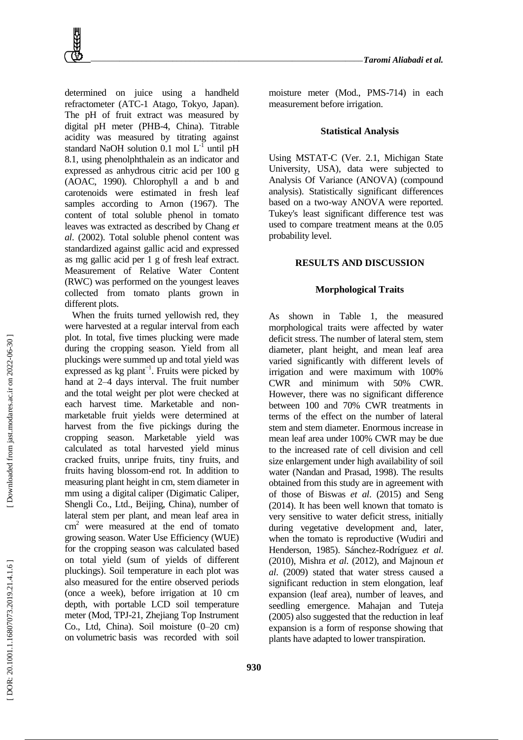determined on juice using a handheld refractometer (ATC-1 Atago, Tokyo, Japan). The pH of fruit extract was measured by digital pH meter (PHB-4, China). Titrable acidity was measured by titrating against standard NaOH solution 0.1 mol $L^{-1}$ until pH 8.1, using phenolphthalein as an indicator and expressed as anhydrous citric acid per 100 g (AOAC, 1990). Chlorophyll a and b and carotenoids were estimated in fresh leaf samples according to Arnon (1967). The content of total soluble phenol in tomato leaves was extracted as described by Chang *et al*. (2002). Total soluble phenol content was standardized against gallic acid and expressed as mg gallic acid per 1 g of fresh leaf extract. Measurement of Relative Water Content (RWC) was performed on the youngest leaves collected from tomato plants grown in different plots.

When the fruits turned yellowish red, they were harvested at a regular interval from each plot. In total, five times plucking were made during the cropping season. Yield from all pluckings were summed up and total yield was expressed as kg $plant^{-1}$. Fruits were picked by hand at 2–4 days interval. The fruit number and the total weight per plot were checked at each harvest time. Marketable and non-marketable fruit yields were determined at harvest from the five pickings during the cropping season. Marketable yield was calculated as total harvested yield minus cracked fruits, unripe fruits, tiny fruits, and fruits having blossom-end rot. In addition to measuring plant height in cm, stem diameter in mm using a digital caliper (Digimatic Caliper, Shengli Co., Ltd., Beijing, China), number of lateral stem per plant, and mean leaf area in $cm^2$ were measured at the end of tomato growing season. Water Use Efficiency (WUE) for the cropping season was calculated based on total yield (sum of yields of different pluckings). Soil temperature in each plot was also measured for the entire observed periods (once a week), before irrigation at 10 cm depth, with portable LCD soil temperature meter (Mod, TPJ-21, Zhejiang Top Instrument Co., Ltd, China). Soil moisture (0–20 cm) on volumetric basis was recorded with soil moisture meter (Mod., PMS-714) in each measurement before irrigation.

### Statistical Analysis

Using MSTAT-C (Ver. 2.1, Michigan State University, USA), data were subjected to Analysis Of Variance (ANOVA) (compound analysis). Statistically significant differences based on a two-way ANOVA were reported. Tukey's least significant difference test was used to compare treatment means at the 0.05 probability level.

## RESULTS AND DISCUSSION

### Morphological Traits

As shown in Table 1, the measured morphological traits were affected by water deficit stress. The number of lateral stem, stem diameter, plant height, and mean leaf area varied significantly with different levels of irrigation and were maximum with 100% CWR and minimum with 50% CWR. However, there was no significant difference between 100 and 70% CWR treatments in terms of the effect on the number of lateral stem and stem diameter. Enormous increase in mean leaf area under 100% CWR may be due to the increased rate of cell division and cell size enlargement under high availability of soil water (Nandan and Prasad, 1998). The results obtained from this study are in agreement with of those of Biswas *et al*. (2015) and Seng (2014). It has been well known that tomato is very sensitive to water deficit stress, initially during vegetative development and, later, when the tomato is reproductive (Wudiri and Henderson, 1985). Sánchez-Rodríguez *et al*. (2010), Mishra *et al*. (2012), and Majnoun *et al*. (2009) stated that water stress caused a significant reduction in stem elongation, leaf expansion (leaf area), number of leaves, and seedling emergence. Mahajan and Tuteja (2005) also suggested that the reduction in leaf expansion is a form of response showing that plants have adapted to lower transpiration.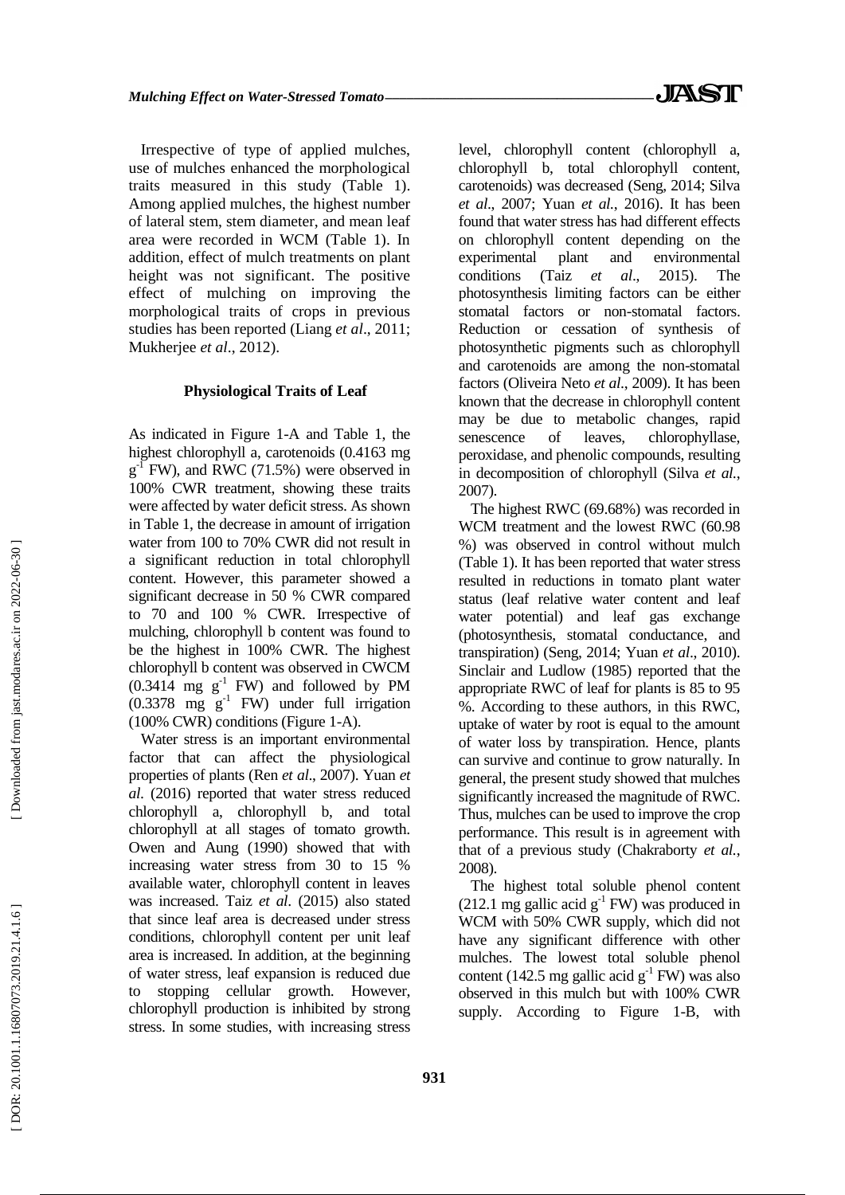Irrespective of type of applied mulches, use of mulches enhanced the morphological traits measured in this study (Table 1). Among applied mulches, the highest number of lateral stem, stem diameter, and mean leaf area were recorded in WCM (Table 1). In addition, effect of mulch treatments on plant height was not significant. The positive effect of mulching on improving the morphological traits of crops in previous studies has been reported (Liang *et al*., 2011; Mukherjee *et al*., 2012).

### Physiological Traits of Leaf

As indicated in Figure 1-A and Table 1, the highest chlorophyll a, carotenoids (0.4163 mg $g^{-1}$ FW), and RWC (71.5%) were observed in 100% CWR treatment, showing these traits were affected by water deficit stress. As shown in Table 1, the decrease in amount of irrigation water from 100 to 70% CWR did not result in a significant reduction in total chlorophyll content. However, this parameter showed a significant decrease in 50 % CWR compared to 70 and 100 % CWR. Irrespective of mulching, chlorophyll b content was found to be the highest in 100% CWR. The highest chlorophyll b content was observed in CWCM (0.3414 mg $g^{-1}$ FW) and followed by PM (0.3378 mg $g^{-1}$ FW) under full irrigation (100% CWR) conditions (Figure 1-A).

Water stress is an important environmental factor that can affect the physiological properties of plants (Ren *et al*., 2007). Yuan *et al*. (2016) reported that water stress reduced chlorophyll a, chlorophyll b, and total chlorophyll at all stages of tomato growth. Owen and Aung (1990) showed that with increasing water stress from 30 to 15 % available water, chlorophyll content in leaves was increased. Taiz *et al*. (2015) also stated that since leaf area is decreased under stress conditions, chlorophyll content per unit leaf area is increased. In addition, at the beginning of water stress, leaf expansion is reduced due to stopping cellular growth. However, chlorophyll production is inhibited by strong stress. In some studies, with increasing stress level, chlorophyll content (chlorophyll a, chlorophyll b, total chlorophyll content, carotenoids) was decreased (Seng, 2014; Silva *et al*., 2007; Yuan *et al*., 2016). It has been found that water stress has had different effects on chlorophyll content depending on the experimental plant and environmental conditions (Taiz *et al*., 2015). The photosynthesis limiting factors can be either stomatal factors or non-stomatal factors. Reduction or cessation of synthesis of photosynthetic pigments such as chlorophyll and carotenoids are among the non-stomatal factors (Oliveira Neto *et al*., 2009). It has been known that the decrease in chlorophyll content may be due to metabolic changes, rapid senescence of leaves, chlorophyllase, peroxidase, and phenolic compounds, resulting in decomposition of chlorophyll (Silva *et al*., 2007).

The highest RWC (69.68%) was recorded in WCM treatment and the lowest RWC (60.98 %) was observed in control without mulch (Table 1). It has been reported that water stress resulted in reductions in tomato plant water status (leaf relative water content and leaf water potential) and leaf gas exchange (photosynthesis, stomatal conductance, and transpiration) (Seng, 2014; Yuan *et al*., 2010). Sinclair and Ludlow (1985) reported that the appropriate RWC of leaf for plants is 85 to 95 %. According to these authors, in this RWC, uptake of water by root is equal to the amount of water loss by transpiration. Hence, plants can survive and continue to grow naturally. In general, the present study showed that mulches significantly increased the magnitude of RWC. Thus, mulches can be used to improve the crop performance. This result is in agreement with that of a previous study (Chakraborty *et al.*, 2008).

The highest total soluble phenol content (212.1 mg gallic acid $g^{-1}$ FW) was produced in WCM with 50% CWR supply, which did not have any significant difference with other mulches. The lowest total soluble phenol content (142.5 mg gallic acid $g^{-1}$ FW) was also observed in this mulch but with 100% CWR supply. According to Figure 1-B, with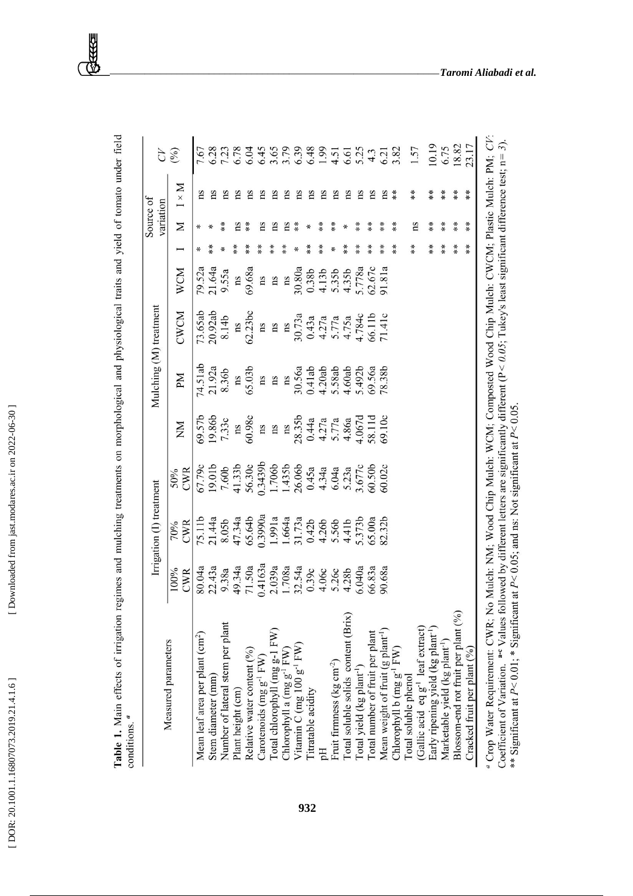**Table 1.** Main effects of irrigation regimes and mulching treatments on morphological and physiological traits and yield of tomato under field conditions. [a]

| Measured parameters | Irrigation (I) treatment | | | Mulching (M) treatment | | | | Source of variation | | | CV (%) |
|---|---|---|---|---|---|---|---|---|---|---|---|
| | 100% CWR | 70% CWR | 50% CWR | NM | PM | CWCM | WCM | I | M | I × M | |
| Mean leaf area per plant (cm$^2$) | 80.04a | 75.11b | 67.79c | 69.57b | 74.51ab | 73.65ab | 79.52a | * | * | ns | 7.67 |
| Stem diameter (mm) | 22.43a | 21.44a | 19.01b | 19.86b | 21.92a | 20.92ab | 21.64a | ** | * | ns | 6.28 |
| Number of lateral stem per plant | 9.38a | 8.05b | 7.60b | 7.33c | 8.36b | 8.14b | 9.55a | * | ** | ns | 7.23 |
| Plant height (cm) | 49.34a | 47.34a | 41.33b | ns | ns | ns | ns | ** | ns | ns | 6.78 |
| Relative water content (%) | 71.50a | 65.64b | 56.30c | 60.98c | 65.03b | 62.23bc | 69.68a | ** | ** | ns | 6.04 |
| Carotenoids (mg g$^{-1}$ FW) | 0.4163a | 0.3990a | 0.3439b | ns | ns | ns | ns | ** | ns | ns | 6.45 |
| Total chlorophyll (mg g-1 FW) | 2.039a | 1.991a | 1.706b | ns | ns | ns | ns | ** | ns | ns | 3.65 |
| Chlorophyll a (mg g$^{-1}$ FW) | 1.708a | 1.664a | 1.435b | ns | ns | ns | ns | ** | ns | ns | 3.79 |
| Vitamin C (mg 100 g$^{-1}$ FW) | 32.54a | 31.73a | 26.06b | 28.35b | 30.56a | 30.73a | 30.80a | * | ** | ns | 6.39 |
| Titratable acidity | 0.39c | 0.42b | 0.45a | 0.44a | 0.41ab | 0.43a | 0.38b | ** | * | ns | 6.48 |
| pH | 4.06c | 4.26b | 4.34a | 4.27a | 4.20ab | 4.27a | 4.13b | ** | ** | ns | 1.99 |
| Fruit firmness (kg cm$^{-2}$) | 5.26c | 5.56b | 6.04a | 5.77a | 5.58ab | 5.77a | 5.35b | * | ** | ns | 4.51 |
| Total soluble solids content (Brix) | 4.28b | 4.41b | 5.23a | 4.86a | 4.60ab | 4.75a | 4.35b | ** | * | ns | 6.61 |
| Total yield (kg plant$^{-1}$) | 6.040a | 5.373b | 3.677c | 4.067d | 5.492b | 4.784c | 5.778a | ** | ** | ns | 5.25 |
| Total number of fruit per plant | 66.83a | 65.00a | 60.50b | 58.11d | 69.56a | 66.11b | 62.67c | ** | ** | ns | 4.3 |
| Mean weight of fruit (g plant$^{-1}$) | 90.68a | 82.32b | 60.02c | 69.10c | 78.38b | 71.41c | 91.81a | ** | ** | ns | 6.21 |
| Chlorophyll b (mg g$^{-1}$ FW) | | | | | | | | ** | ** | ** | 3.82 |
| Total soluble phenol (Gallic acid eq g$^{-1}$ leaf extract) | | | | | | | | ** | ns | ** | 1.57 |
| Early ripening yield (kg plant$^{-1}$) | | | | | | | | ** | ** | ** | 10.19 |
| Marketable yield (kg plant$^{-1}$) | | | | | | | | ** | ** | ** | 6.75 |
| Blossom-end rot fruit per plant (%) | | | | | | | | ** | ** | ** | 18.82 |
| Cracked fruit per plant (%) | | | | | | | | ** | ** | ** | 23.17 |

[a] Crop Water Requirement: CWR; No Mulch: NM; Wood Chip Mulch: WCM; Composted Wood Chip Mulch: CWCM; Plastic Mulch: PM; *CV*: Coefficient of Variation. [a-c] Values followed by different letters are significantly different (*P< 0.05*; Tukey's least significant difference test; n= 3).
** Significant at *P*< 0.01; * Significant at *P*< 0.05; and ns: Not significant at *P*< 0.05.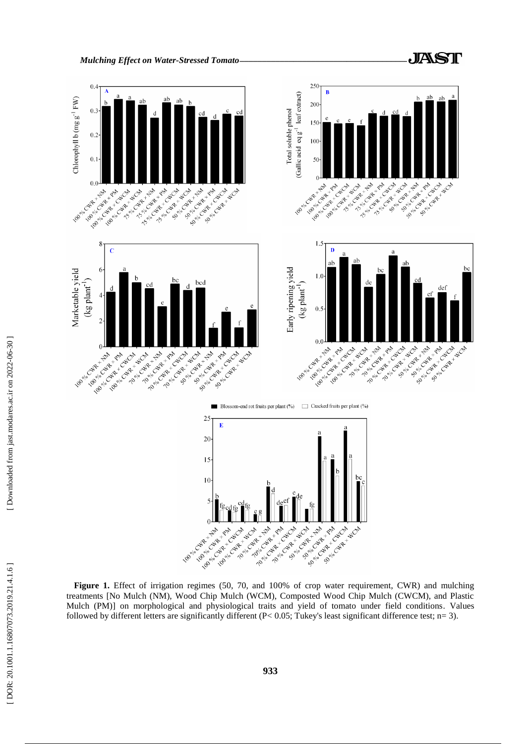**Figure 1.** Effect of irrigation regimes (50, 70, and 100% of crop water requirement, CWR) and mulching treatments [No Mulch (NM), Wood Chip Mulch (WCM), Composted Wood Chip Mulch (CWCM), and Plastic Mulch (PM)] on morphological and physiological traits and yield of tomato under field conditions. Values followed by different letters are significantly different (P< 0.05; Tukey's least significant difference test; n= 3).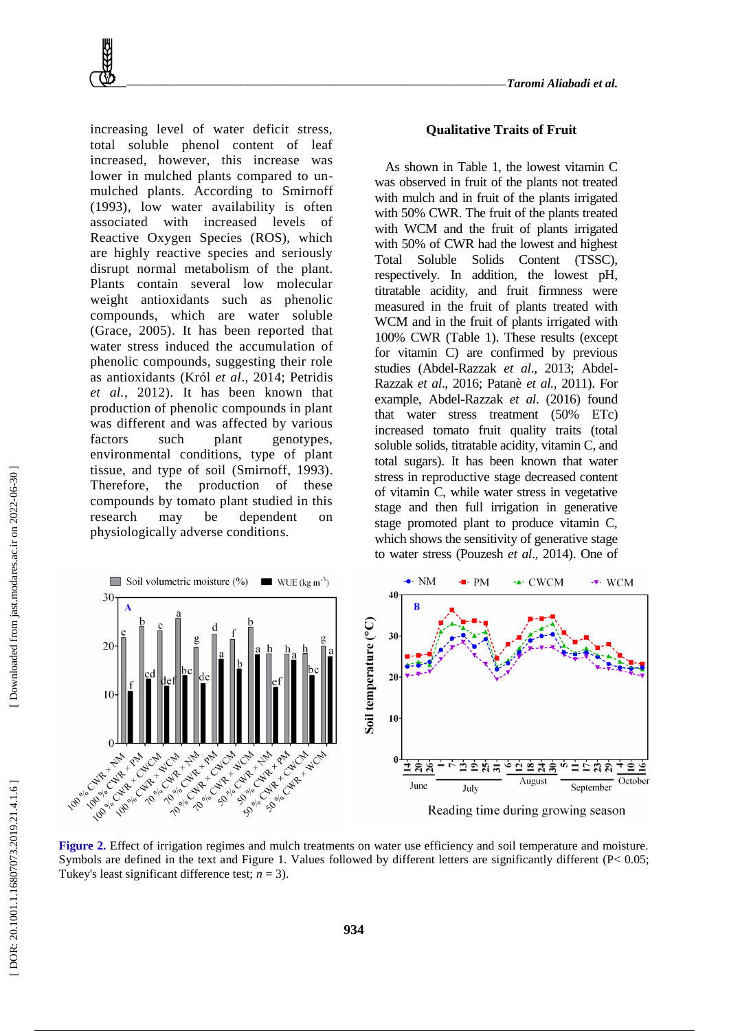increasing level of water deficit stress, total soluble phenol content of leaf increased, however, this increase was lower in mulched plants compared to un-mulched plants. According to Smirnoff (1993), low water availability is often associated with increased levels of Reactive Oxygen Species (ROS), which are highly reactive species and seriously disrupt normal metabolism of the plant. Plants contain several low molecular weight antioxidants such as phenolic compounds, which are water soluble (Grace, 2005). It has been reported that water stress induced the accumulation of phenolic compounds, suggesting their role as antioxidants (Król *et al*., 2014; Petridis *et al.*, 2012). It has been known that production of phenolic compounds in plant was different and was affected by various factors such plant genotypes, environmental conditions, type of plant tissue, and type of soil (Smirnoff, 1993). Therefore, the production of these compounds by tomato plant studied in this research may be dependent on physiologically adverse conditions.

### Qualitative Traits of Fruit

As shown in Table 1, the lowest vitamin C was observed in fruit of the plants not treated with mulch and in fruit of the plants irrigated with 50% CWR. The fruit of the plants treated with WCM and the fruit of plants irrigated with 50% of CWR had the lowest and highest Total Soluble Solids Content (TSSC), respectively. In addition, the lowest pH, titratable acidity, and fruit firmness were measured in the fruit of plants treated with WCM and in the fruit of plants irrigated with 100% CWR (Table 1). These results (except for vitamin C) are confirmed by previous studies (Abdel-Razzak *et al*., 2013; Abdel-Razzak *et al*., 2016; Patanè *et al.*, 2011). For example, Abdel-Razzak *et al.* (2016) found that water stress treatment (50% ETc) increased tomato fruit quality traits (total soluble solids, titratable acidity, vitamin C, and total sugars). It has been known that water stress in reproductive stage decreased content of vitamin C, while water stress in vegetative stage and then full irrigation in generative stage promoted plant to produce vitamin C, which shows the sensitivity of generative stage to water stress (Pouzesh *et al*., 2014). One of

**Figure 2.** Effect of irrigation regimes and mulch treatments on water use efficiency and soil temperature and moisture. Symbols are defined in the text and Figure 1. Values followed by different letters are significantly different (P< 0.05; Tukey's least significant difference test; *n* = 3).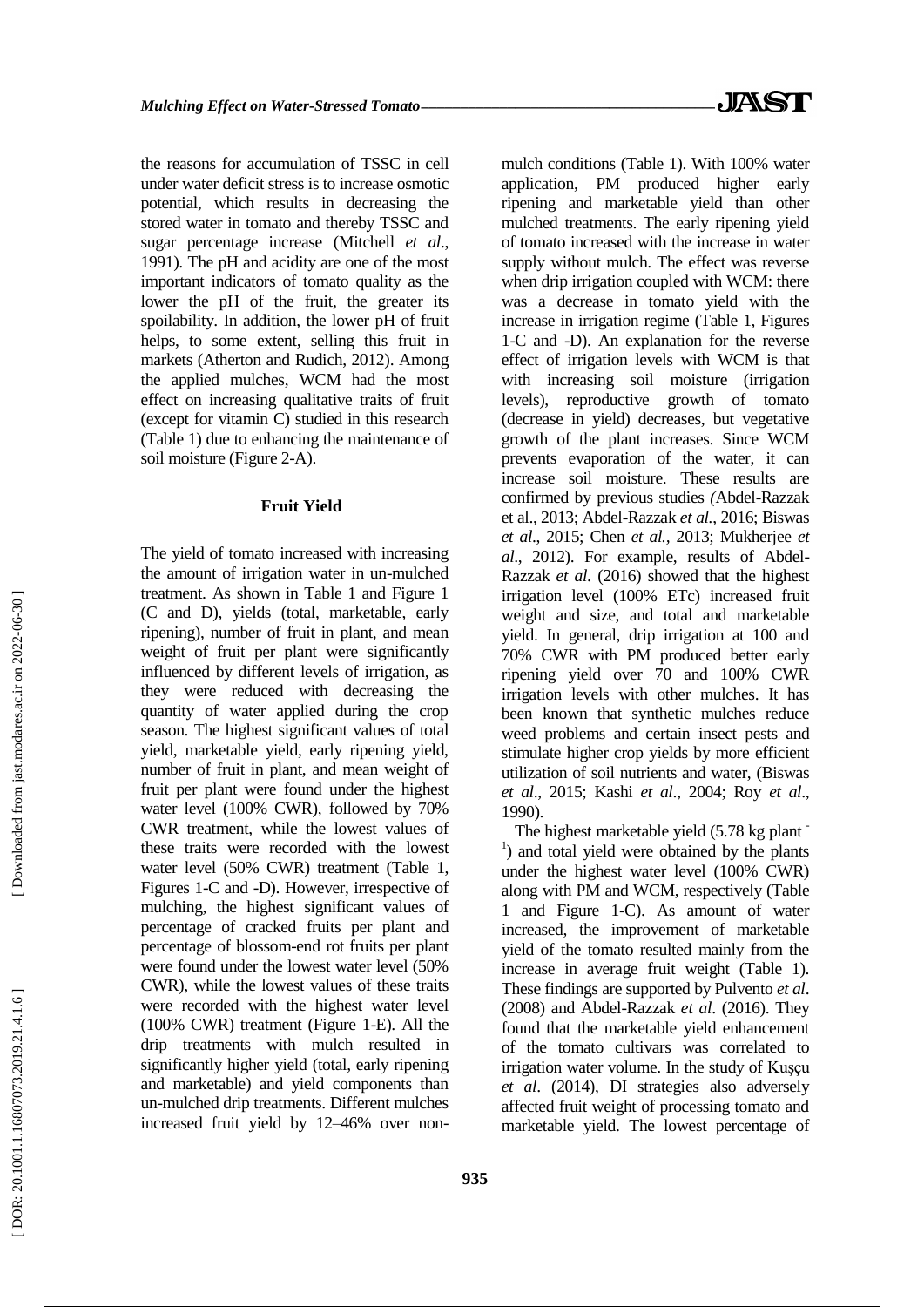the reasons for accumulation of TSSC in cell under water deficit stress is to increase osmotic potential, which results in decreasing the stored water in tomato and thereby TSSC and sugar percentage increase (Mitchell *et al*., 1991). The pH and acidity are one of the most important indicators of tomato quality as the lower the pH of the fruit, the greater its spoilability. In addition, the lower pH of fruit helps, to some extent, selling this fruit in markets (Atherton and Rudich, 2012). Among the applied mulches, WCM had the most effect on increasing qualitative traits of fruit (except for vitamin C) studied in this research (Table 1) due to enhancing the maintenance of soil moisture (Figure 2-A).

### Fruit Yield

The yield of tomato increased with increasing the amount of irrigation water in un-mulched treatment. As shown in Table 1 and Figure 1 (C and D), yields (total, marketable, early ripening), number of fruit in plant, and mean weight of fruit per plant were significantly influenced by different levels of irrigation, as they were reduced with decreasing the quantity of water applied during the crop season. The highest significant values of total yield, marketable yield, early ripening yield, number of fruit in plant, and mean weight of fruit per plant were found under the highest water level (100% CWR), followed by 70% CWR treatment, while the lowest values of these traits were recorded with the lowest water level (50% CWR) treatment (Table 1, Figures 1-C and -D). However, irrespective of mulching, the highest significant values of percentage of cracked fruits per plant and percentage of blossom-end rot fruits per plant were found under the lowest water level (50% CWR), while the lowest values of these traits were recorded with the highest water level (100% CWR) treatment (Figure 1-E). All the drip treatments with mulch resulted in significantly higher yield (total, early ripening and marketable) and yield components than un-mulched drip treatments. Different mulches increased fruit yield by 12–46% over non-mulch conditions (Table 1). With 100% water application, PM produced higher early ripening and marketable yield than other mulched treatments. The early ripening yield of tomato increased with the increase in water supply without mulch. The effect was reverse when drip irrigation coupled with WCM: there was a decrease in tomato yield with the increase in irrigation regime (Table 1, Figures 1-C and -D). An explanation for the reverse effect of irrigation levels with WCM is that with increasing soil moisture (irrigation levels), reproductive growth of tomato (decrease in yield) decreases, but vegetative growth of the plant increases. Since WCM prevents evaporation of the water, it can increase soil moisture. These results are confirmed by previous studies (Abdel-Razzak et al., 2013; Abdel-Razzak *et al.*, 2016; Biswas *et al*., 2015; Chen *et al.*, 2013; Mukherjee *et al*., 2012). For example, results of Abdel-Razzak *et al.* (2016) showed that the highest irrigation level (100% ETc) increased fruit weight and size, and total and marketable yield. In general, drip irrigation at 100 and 70% CWR with PM produced better early ripening yield over 70 and 100% CWR irrigation levels with other mulches. It has been known that synthetic mulches reduce weed problems and certain insect pests and stimulate higher crop yields by more efficient utilization of soil nutrients and water, (Biswas *et al*., 2015; Kashi *et al*., 2004; Roy *et al*., 1990).

The highest marketable yield (5.78 kg plant$^{-1}$) and total yield were obtained by the plants under the highest water level (100% CWR) along with PM and WCM, respectively (Table 1 and Figure 1-C). As amount of water increased, the improvement of marketable yield of the tomato resulted mainly from the increase in average fruit weight (Table 1). These findings are supported by Pulvento *et al*. (2008) and Abdel-Razzak *et al*. (2016). They found that the marketable yield enhancement of the tomato cultivars was correlated to irrigation water volume. In the study of Kuşçu *et al*. (2014), DI strategies also adversely affected fruit weight of processing tomato and marketable yield. The lowest percentage of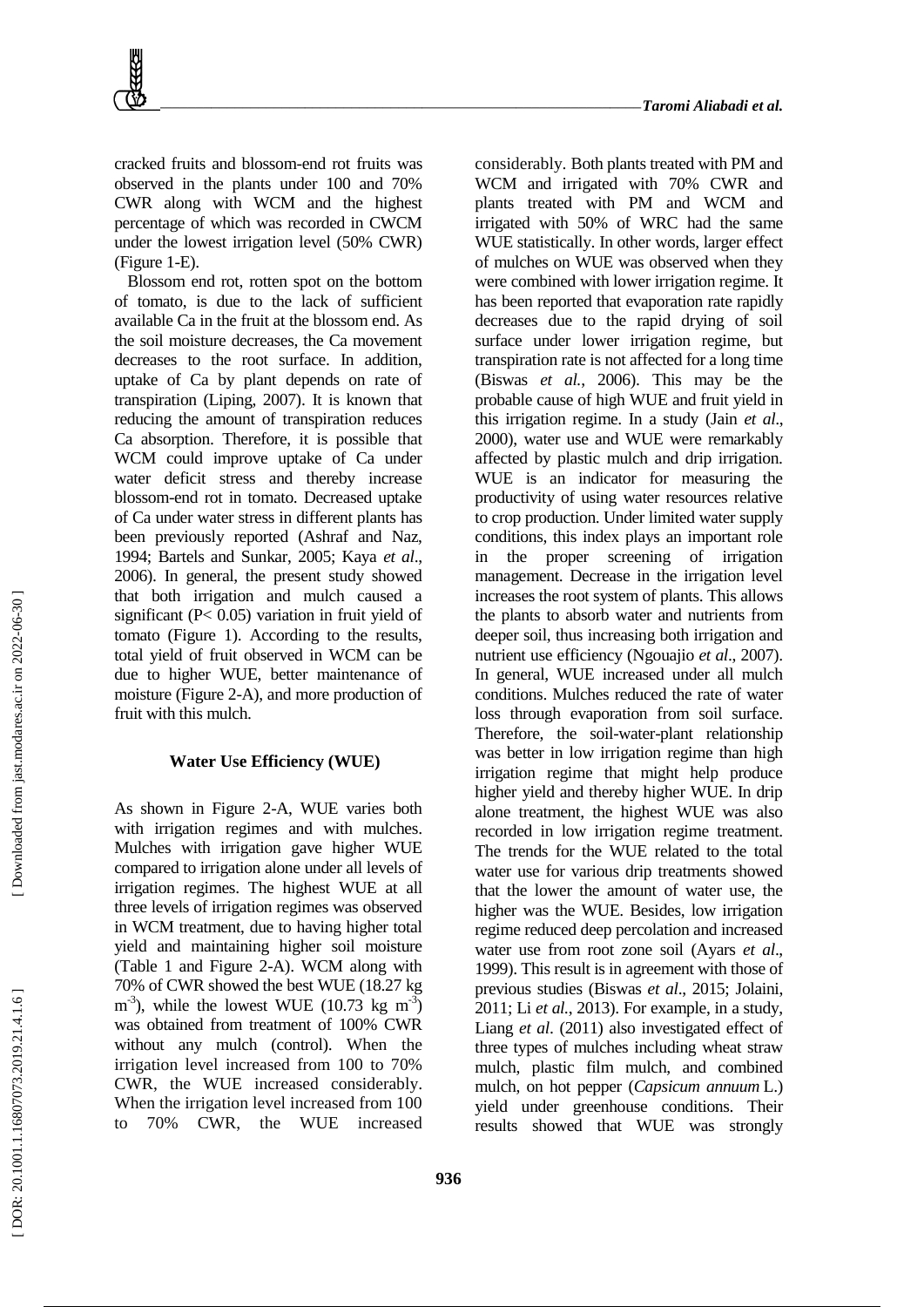cracked fruits and blossom-end rot fruits was observed in the plants under 100 and 70% CWR along with WCM and the highest percentage of which was recorded in CWCM under the lowest irrigation level (50% CWR) (Figure 1-E).

Blossom end rot, rotten spot on the bottom of tomato, is due to the lack of sufficient available Ca in the fruit at the blossom end. As the soil moisture decreases, the Ca movement decreases to the root surface. In addition, uptake of Ca by plant depends on rate of transpiration (Liping, 2007). It is known that reducing the amount of transpiration reduces Ca absorption. Therefore, it is possible that WCM could improve uptake of Ca under water deficit stress and thereby increase blossom-end rot in tomato. Decreased uptake of Ca under water stress in different plants has been previously reported (Ashraf and Naz, 1994; Bartels and Sunkar, 2005; Kaya *et al*., 2006). In general, the present study showed that both irrigation and mulch caused a significant ($P< 0.05$) variation in fruit yield of tomato (Figure 1). According to the results, total yield of fruit observed in WCM can be due to higher WUE, better maintenance of moisture (Figure 2-A), and more production of fruit with this mulch.

### Water Use Efficiency (WUE)

As shown in Figure 2-A, WUE varies both with irrigation regimes and with mulches. Mulches with irrigation gave higher WUE compared to irrigation alone under all levels of irrigation regimes. The highest WUE at all three levels of irrigation regimes was observed in WCM treatment, due to having higher total yield and maintaining higher soil moisture (Table 1 and Figure 2-A). WCM along with 70% of CWR showed the best WUE (18.27 kg $m^{-3}$), while the lowest WUE (10.73 kg $m^{-3}$) was obtained from treatment of 100% CWR without any mulch (control). When the irrigation level increased from 100 to 70% CWR, the WUE increased considerably. When the irrigation level increased from 100 to 70% CWR, the WUE increased considerably. Both plants treated with PM and WCM and irrigated with 70% CWR and plants treated with PM and WCM and irrigated with 50% of WRC had the same WUE statistically. In other words, larger effect of mulches on WUE was observed when they were combined with lower irrigation regime. It has been reported that evaporation rate rapidly decreases due to the rapid drying of soil surface under lower irrigation regime, but transpiration rate is not affected for a long time (Biswas *et al.*, 2006). This may be the probable cause of high WUE and fruit yield in this irrigation regime. In a study (Jain *et al*., 2000), water use and WUE were remarkably affected by plastic mulch and drip irrigation. WUE is an indicator for measuring the productivity of using water resources relative to crop production. Under limited water supply conditions, this index plays an important role in the proper screening of irrigation management. Decrease in the irrigation level increases the root system of plants. This allows the plants to absorb water and nutrients from deeper soil, thus increasing both irrigation and nutrient use efficiency (Ngouajio *et al*., 2007). In general, WUE increased under all mulch conditions. Mulches reduced the rate of water loss through evaporation from soil surface. Therefore, the soil-water-plant relationship was better in low irrigation regime than high irrigation regime that might help produce higher yield and thereby higher WUE. In drip alone treatment, the highest WUE was also recorded in low irrigation regime treatment. The trends for the WUE related to the total water use for various drip treatments showed that the lower the amount of water use, the higher was the WUE. Besides, low irrigation regime reduced deep percolation and increased water use from root zone soil (Ayars *et al*., 1999). This result is in agreement with those of previous studies (Biswas *et al*., 2015; Jolaini, 2011; Li *et al.*, 2013). For example, in a study, Liang *et al*. (2011) also investigated effect of three types of mulches including wheat straw mulch, plastic film mulch, and combined mulch, on hot pepper (*Capsicum annuum* L.) yield under greenhouse conditions. Their results showed that WUE was strongly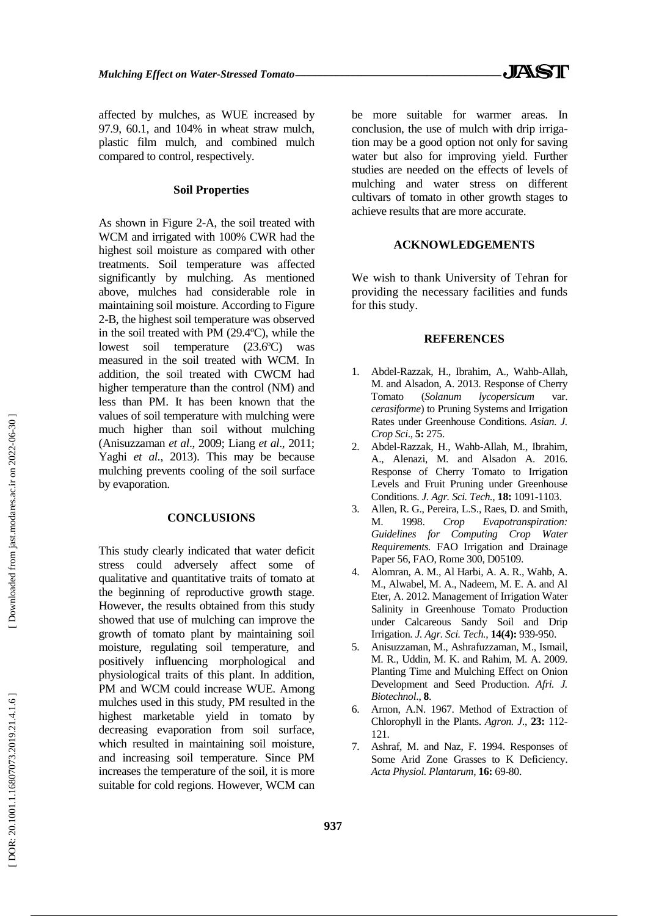affected by mulches, as WUE increased by 97.9, 60.1, and 104% in wheat straw mulch, plastic film mulch, and combined mulch compared to control, respectively.

### Soil Properties

As shown in Figure 2-A, the soil treated with WCM and irrigated with 100% CWR had the highest soil moisture as compared with other treatments. Soil temperature was affected significantly by mulching. As mentioned above, mulches had considerable role in maintaining soil moisture. According to Figure 2-B, the highest soil temperature was observed in the soil treated with PM (29.4ºC), while the lowest soil temperature (23.6ºC) was measured in the soil treated with WCM. In addition, the soil treated with CWCM had higher temperature than the control (NM) and less than PM. It has been known that the values of soil temperature with mulching were much higher than soil without mulching (Anisuzzaman *et al*., 2009; Liang *et al*., 2011; Yaghi *et al*., 2013). This may be because mulching prevents cooling of the soil surface by evaporation.

## CONCLUSIONS

This study clearly indicated that water deficit stress could adversely affect some of qualitative and quantitative traits of tomato at the beginning of reproductive growth stage. However, the results obtained from this study showed that use of mulching can improve the growth of tomato plant by maintaining soil moisture, regulating soil temperature, and positively influencing morphological and physiological traits of this plant. In addition, PM and WCM could increase WUE. Among mulches used in this study, PM resulted in the highest marketable yield in tomato by decreasing evaporation from soil surface, which resulted in maintaining soil moisture, and increasing soil temperature. Since PM increases the temperature of the soil, it is more suitable for cold regions. However, WCM can be more suitable for warmer areas. In conclusion, the use of mulch with drip irrigation may be a good option not only for saving water but also for improving yield. Further studies are needed on the effects of levels of mulching and water stress on different cultivars of tomato in other growth stages to achieve results that are more accurate.

## ACKNOWLEDGEMENTS

We wish to thank University of Tehran for providing the necessary facilities and funds for this study.

## REFERENCES

1. Abdel-Razzak, H., Ibrahim, A., Wahb-Allah, M. and Alsadon, A. 2013. Response of Cherry Tomato (*Solanum lycopersicum* var. *cerasiforme*) to Pruning Systems and Irrigation Rates under Greenhouse Conditions. *Asian. J. Crop Sci*., **5:** 275.
2. Abdel-Razzak, H., Wahb-Allah, M., Ibrahim, A., Alenazi, M. and Alsadon A. 2016. Response of Cherry Tomato to Irrigation Levels and Fruit Pruning under Greenhouse Conditions. *J. Agr. Sci. Tech.*, **18:** 1091-1103.
3. Allen, R. G., Pereira, L.S., Raes, D. and Smith, M. 1998. *Crop Evapotranspiration: Guidelines for Computing Crop Water Requirements.* FAO Irrigation and Drainage Paper 56, FAO, Rome 300, D05109.
4. Alomran, A. M., Al Harbi, A. A. R., Wahb, A. M., Alwabel, M. A., Nadeem, M. E. A. and Al Eter, A. 2012. Management of Irrigation Water Salinity in Greenhouse Tomato Production under Calcareous Sandy Soil and Drip Irrigation. *J. Agr. Sci. Tech.*, **14(4):** 939-950.
5. Anisuzzaman, M., Ashrafuzzaman, M., Ismail, M. R., Uddin, M. K. and Rahim, M. A. 2009. Planting Time and Mulching Effect on Onion Development and Seed Production. *Afri. J. Biotechnol*., **8**.
6. Arnon, A.N. 1967. Method of Extraction of Chlorophyll in the Plants. *Agron. J*., **23:** 112-121.
7. Ashraf, M. and Naz, F. 1994. Responses of Some Arid Zone Grasses to K Deficiency. *Acta Physiol. Plantarum*, **16:** 69-80.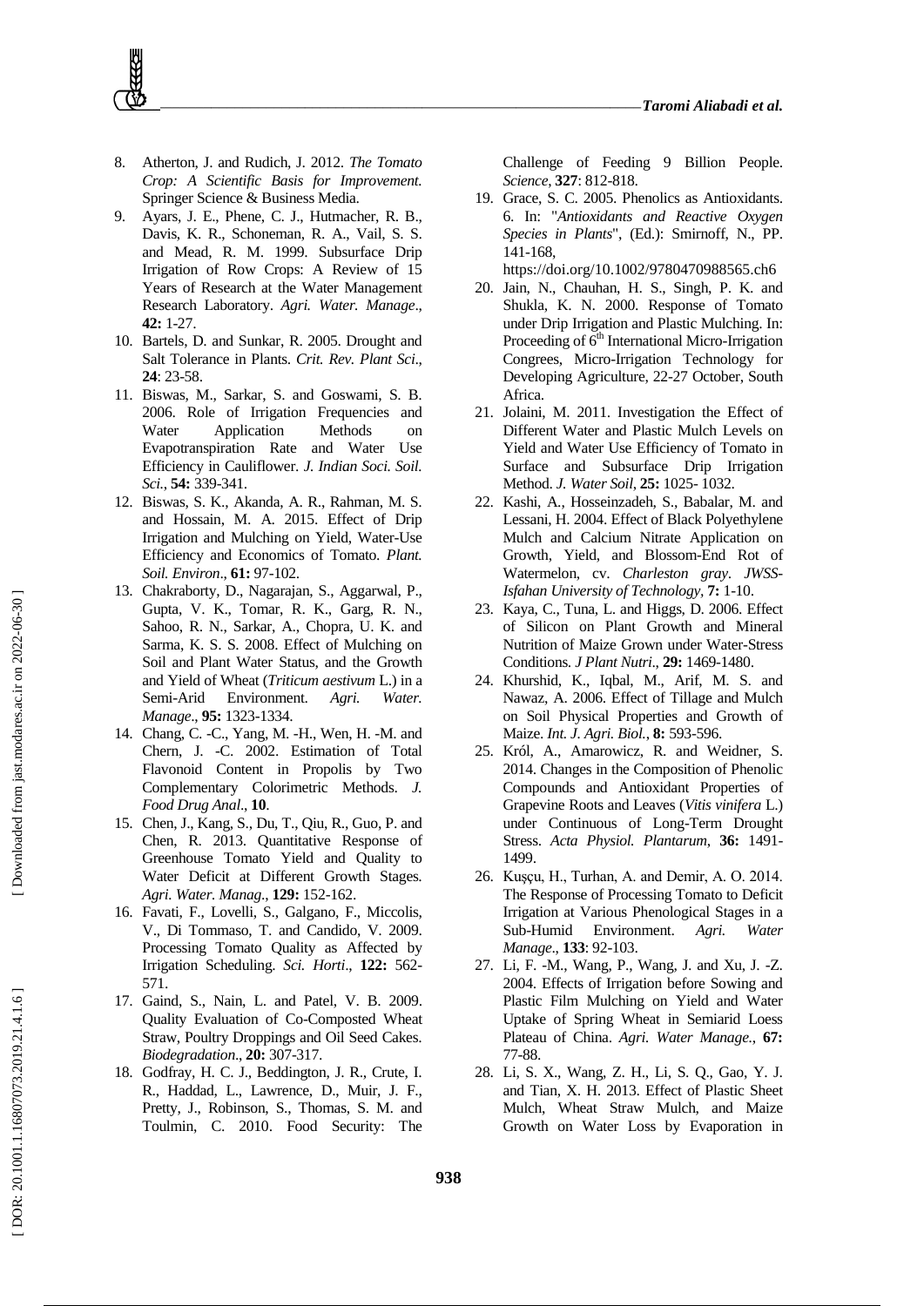8. Atherton, J. and Rudich, J. 2012. *The Tomato Crop: A Scientific Basis for Improvement.* Springer Science & Business Media.
9. Ayars, J. E., Phene, C. J., Hutmacher, R. B., Davis, K. R., Schoneman, R. A., Vail, S. S. and Mead, R. M. 1999. Subsurface Drip Irrigation of Row Crops: A Review of 15 Years of Research at the Water Management Research Laboratory. *Agri. Water. Manage*., **42:** 1-27.
10. Bartels, D. and Sunkar, R. 2005. Drought and Salt Tolerance in Plants. *Crit. Rev. Plant Sci*., **24**: 23-58.
11. Biswas, M., Sarkar, S. and Goswami, S. B. 2006. Role of Irrigation Frequencies and Water Application Methods on Evapotranspiration Rate and Water Use Efficiency in Cauliflower. *J. Indian Soci. Soil. Sci.*, **54:** 339-341.
12. Biswas, S. K., Akanda, A. R., Rahman, M. S. and Hossain, M. A. 2015. Effect of Drip Irrigation and Mulching on Yield, Water-Use Efficiency and Economics of Tomato. *Plant. Soil. Environ*., **61:** 97-102.
13. Chakraborty, D., Nagarajan, S., Aggarwal, P., Gupta, V. K., Tomar, R. K., Garg, R. N., Sahoo, R. N., Sarkar, A., Chopra, U. K. and Sarma, K. S. S. 2008. Effect of Mulching on Soil and Plant Water Status, and the Growth and Yield of Wheat (*Triticum aestivum* L.) in a Semi-Arid Environment. *Agri. Water. Manage*., **95:** 1323-1334.
14. Chang, C. -C., Yang, M. -H., Wen, H. -M. and Chern, J. -C. 2002. Estimation of Total Flavonoid Content in Propolis by Two Complementary Colorimetric Methods. *J. Food Drug Anal*., **10**.
15. Chen, J., Kang, S., Du, T., Qiu, R., Guo, P. and Chen, R. 2013. Quantitative Response of Greenhouse Tomato Yield and Quality to Water Deficit at Different Growth Stages. *Agri. Water. Manag*., **129:** 152-162.
16. Favati, F., Lovelli, S., Galgano, F., Miccolis, V., Di Tommaso, T. and Candido, V. 2009. Processing Tomato Quality as Affected by Irrigation Scheduling. *Sci. Horti*., **122:** 562-571.
17. Gaind, S., Nain, L. and Patel, V. B. 2009. Quality Evaluation of Co-Composted Wheat Straw, Poultry Droppings and Oil Seed Cakes. *Biodegradation*., **20:** 307-317.
18. Godfray, H. C. J., Beddington, J. R., Crute, I. R., Haddad, L., Lawrence, D., Muir, J. F., Pretty, J., Robinson, S., Thomas, S. M. and Toulmin, C. 2010. Food Security: The Challenge of Feeding 9 Billion People. *Science,* **327**: 812-818.
19. Grace, S. C. 2005. Phenolics as Antioxidants. 6. In: "*Antioxidants and Reactive Oxygen Species in Plants*", (Ed.): Smirnoff, N., PP. 141-168, https://doi.org/10.1002/9780470988565.ch6
20. Jain, N., Chauhan, H. S., Singh, P. K. and Shukla, K. N. 2000. Response of Tomato under Drip Irrigation and Plastic Mulching. In: Proceeding of 6th International Micro-Irrigation Congrees, Micro-Irrigation Technology for Developing Agriculture, 22-27 October, South Africa.
21. Jolaini, M. 2011. Investigation the Effect of Different Water and Plastic Mulch Levels on Yield and Water Use Efficiency of Tomato in Surface and Subsurface Drip Irrigation Method. *J. Water Soil*, **25:** 1025- 1032.
22. Kashi, A., Hosseinzadeh, S., Babalar, M. and Lessani, H. 2004. Effect of Black Polyethylene Mulch and Calcium Nitrate Application on Growth, Yield, and Blossom-End Rot of Watermelon, cv. *Charleston gray*. *JWSS-Isfahan University of Technology,* **7:** 1-10.
23. Kaya, C., Tuna, L. and Higgs, D. 2006. Effect of Silicon on Plant Growth and Mineral Nutrition of Maize Grown under Water-Stress Conditions. *J Plant Nutri*., **29:** 1469-1480.
24. Khurshid, K., Iqbal, M., Arif, M. S. and Nawaz, A. 2006. Effect of Tillage and Mulch on Soil Physical Properties and Growth of Maize. *Int. J. Agri. Biol.*, **8:** 593-596.
25. Król, A., Amarowicz, R. and Weidner, S. 2014. Changes in the Composition of Phenolic Compounds and Antioxidant Properties of Grapevine Roots and Leaves (*Vitis vinifera* L.) under Continuous of Long-Term Drought Stress. *Acta Physiol. Plantarum*, **36:** 1491-1499.
26. Kuşçu, H., Turhan, A. and Demir, A. O. 2014. The Response of Processing Tomato to Deficit Irrigation at Various Phenological Stages in a Sub-Humid Environment. *Agri. Water Manage*., **133**: 92-103.
27. Li, F. -M., Wang, P., Wang, J. and Xu, J. -Z. 2004. Effects of Irrigation before Sowing and Plastic Film Mulching on Yield and Water Uptake of Spring Wheat in Semiarid Loess Plateau of China. *Agri. Water Manage.*, **67:** 77-88.
28. Li, S. X., Wang, Z. H., Li, S. Q., Gao, Y. J. and Tian, X. H. 2013. Effect of Plastic Sheet Mulch, Wheat Straw Mulch, and Maize Growth on Water Loss by Evaporation in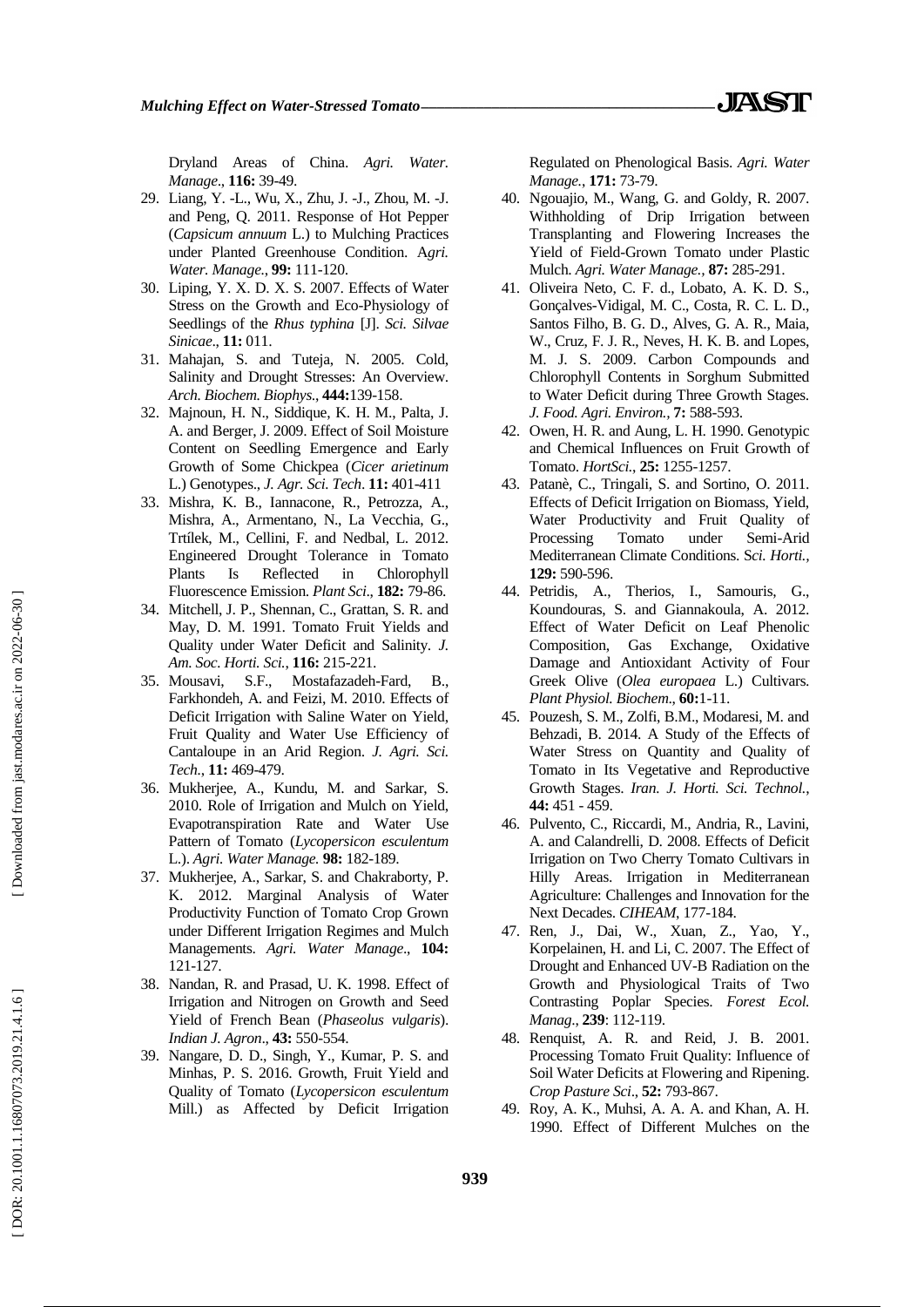Dryland Areas of China. *Agri. Water. Manage*., **116:** 39-49.

29. Liang, Y. -L., Wu, X., Zhu, J. -J., Zhou, M. -J. and Peng, Q. 2011. Response of Hot Pepper (*Capsicum annuum* L.) to Mulching Practices under Planted Greenhouse Condition. A*gri. Water. Manage.*, **99:** 111-120.
30. Liping, Y. X. D. X. S. 2007. Effects of Water Stress on the Growth and Eco-Physiology of Seedlings of the *Rhus typhina* [J]. *Sci. Silvae Sinicae*., **11:** 011.
31. Mahajan, S. and Tuteja, N. 2005. Cold, Salinity and Drought Stresses: An Overview. *Arch. Biochem. Biophys*., **444:**139-158.
32. Majnoun, H. N., Siddique, K. H. M., Palta, J. A. and Berger, J. 2009. Effect of Soil Moisture Content on Seedling Emergence and Early Growth of Some Chickpea (*Cicer arietinum* L.) Genotypes., *J. Agr. Sci. Tech*. **11:** 401-411
33. Mishra, K. B., Iannacone, R., Petrozza, A., Mishra, A., Armentano, N., La Vecchia, G., Trtílek, M., Cellini, F. and Nedbal, L. 2012. Engineered Drought Tolerance in Tomato Plants Is Reflected in Chlorophyll Fluorescence Emission. *Plant Sci*., **182:** 79-86.
34. Mitchell, J. P., Shennan, C., Grattan, S. R. and May, D. M. 1991. Tomato Fruit Yields and Quality under Water Deficit and Salinity. *J. Am. Soc. Horti. Sci.*, **116:** 215-221.
35. Mousavi, S.F., Mostafazadeh-Fard, B., Farkhondeh, A. and Feizi, M. 2010. Effects of Deficit Irrigation with Saline Water on Yield, Fruit Quality and Water Use Efficiency of Cantaloupe in an Arid Region. *J. Agri. Sci. Tech.*, **11:** 469-479.
36. Mukherjee, A., Kundu, M. and Sarkar, S. 2010. Role of Irrigation and Mulch on Yield, Evapotranspiration Rate and Water Use Pattern of Tomato (*Lycopersicon esculentum* L.). *Agri. Water Manage.* **98:** 182-189.
37. Mukherjee, A., Sarkar, S. and Chakraborty, P. K. 2012. Marginal Analysis of Water Productivity Function of Tomato Crop Grown under Different Irrigation Regimes and Mulch Managements. *Agri. Water Manage*., **104:** 121-127.
38. Nandan, R. and Prasad, U. K. 1998. Effect of Irrigation and Nitrogen on Growth and Seed Yield of French Bean (*Phaseolus vulgaris*). *Indian J. Agron*., **43:** 550-554.
39. Nangare, D. D., Singh, Y., Kumar, P. S. and Minhas, P. S. 2016. Growth, Fruit Yield and Quality of Tomato (*Lycopersicon esculentum* Mill.) as Affected by Deficit Irrigation Regulated on Phenological Basis. *Agri. Water Manage.*, **171:** 73-79.
40. Ngouajio, M., Wang, G. and Goldy, R. 2007. Withholding of Drip Irrigation between Transplanting and Flowering Increases the Yield of Field-Grown Tomato under Plastic Mulch. *Agri. Water Manage.,* **87:** 285-291.
41. Oliveira Neto, C. F. d., Lobato, A. K. D. S., Gonçalves-Vidigal, M. C., Costa, R. C. L. D., Santos Filho, B. G. D., Alves, G. A. R., Maia, W., Cruz, F. J. R., Neves, H. K. B. and Lopes, M. J. S. 2009. Carbon Compounds and Chlorophyll Contents in Sorghum Submitted to Water Deficit during Three Growth Stages. *J. Food. Agri. Environ.,* **7:** 588-593.
42. Owen, H. R. and Aung, L. H. 1990. Genotypic and Chemical Influences on Fruit Growth of Tomato. *HortSci.*, **25:** 1255-1257.
43. Patanè, C., Tringali, S. and Sortino, O. 2011. Effects of Deficit Irrigation on Biomass, Yield, Water Productivity and Fruit Quality of Processing Tomato under Semi-Arid Mediterranean Climate Conditions. S*ci. Horti.,* **129:** 590-596.
44. Petridis, A., Therios, I., Samouris, G., Koundouras, S. and Giannakoula, A. 2012. Effect of Water Deficit on Leaf Phenolic Composition, Gas Exchange, Oxidative Damage and Antioxidant Activity of Four Greek Olive (*Olea europaea* L.) Cultivars. *Plant Physiol. Biochem*., **60:**1-11.
45. Pouzesh, S. M., Zolfi, B.M., Modaresi, M. and Behzadi, B. 2014. A Study of the Effects of Water Stress on Quantity and Quality of Tomato in Its Vegetative and Reproductive Growth Stages. *Iran. J. Horti. Sci. Technol.*, **44:** 451 - 459.
46. Pulvento, C., Riccardi, M., Andria, R., Lavini, A. and Calandrelli, D. 2008. Effects of Deficit Irrigation on Two Cherry Tomato Cultivars in Hilly Areas. Irrigation in Mediterranean Agriculture: Challenges and Innovation for the Next Decades. *CIHEAM*, 177-184.
47. Ren, J., Dai, W., Xuan, Z., Yao, Y., Korpelainen, H. and Li, C. 2007. The Effect of Drought and Enhanced UV-B Radiation on the Growth and Physiological Traits of Two Contrasting Poplar Species. *Forest Ecol. Manag*., **239**: 112-119.
48. Renquist, A. R. and Reid, J. B. 2001. Processing Tomato Fruit Quality: Influence of Soil Water Deficits at Flowering and Ripening. *Crop Pasture Sci*., **52:** 793-867.
49. Roy, A. K., Muhsi, A. A. A. and Khan, A. H. 1990. Effect of Different Mulches on the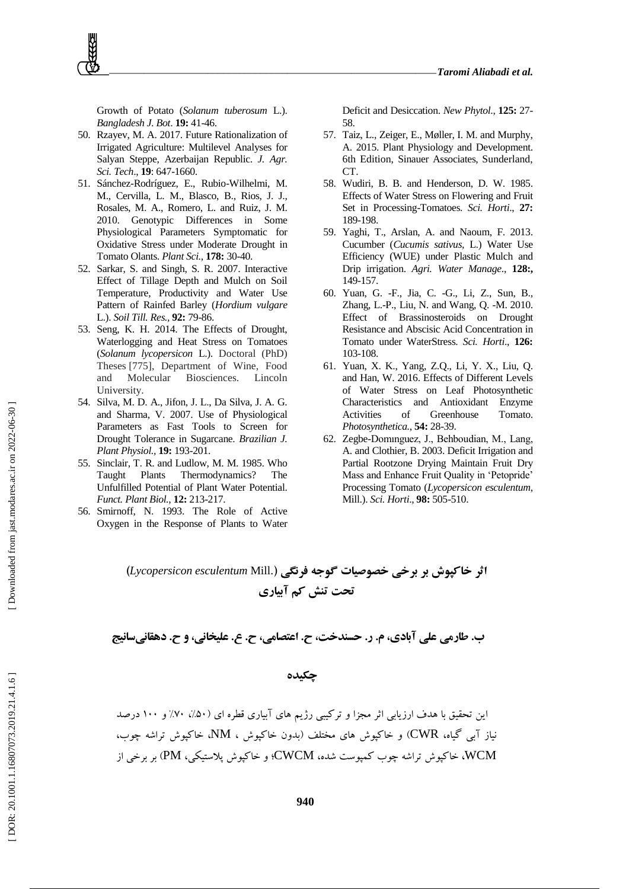Growth of Potato (*Solanum tuberosum* L.). *Bangladesh J. Bot*. **19:** 41-46.

50. Rzayev, M. A. 2017. Future Rationalization of Irrigated Agriculture: Multilevel Analyses for Salyan Steppe, Azerbaijan Republic. *J. Agr. Sci. Tech*., **19**: 647-1660.
51. Sánchez-Rodríguez, E., Rubio-Wilhelmi, M. M., Cervilla, L. M., Blasco, B., Rios, J. J., Rosales, M. A., Romero, L. and Ruiz, J. M. 2010. Genotypic Differences in Some Physiological Parameters Symptomatic for Oxidative Stress under Moderate Drought in Tomato Olants. *Plant Sci*., **178:** 30-40.
52. Sarkar, S. and Singh, S. R. 2007. Interactive Effect of Tillage Depth and Mulch on Soil Temperature, Productivity and Water Use Pattern of Rainfed Barley (*Hordium vulgare* L.). *Soil Till. Res.,* **92:** 79-86.
53. Seng, K. H. 2014. The Effects of Drought, Waterlogging and Heat Stress on Tomatoes (*Solanum lycopersicon* L.). Doctoral (PhD) Theses [775], Department of Wine, Food and Molecular Biosciences. Lincoln University.
54. Silva, M. D. A., Jifon, J. L., Da Silva, J. A. G. and Sharma, V. 2007. Use of Physiological Parameters as Fast Tools to Screen for Drought Tolerance in Sugarcane. *Brazilian J. Plant Physiol.,* **19:** 193-201.
55. Sinclair, T. R. and Ludlow, M. M. 1985. Who Taught Plants Thermodynamics? The Unfulfilled Potential of Plant Water Potential. *Funct. Plant Biol.,* **12:** 213-217.
56. Smirnoff, N. 1993. The Role of Active Oxygen in the Response of Plants to Water Deficit and Desiccation. *New Phytol*., **125:** 27-58.
57. Taiz, L., Zeiger, E., Møller, I. M. and Murphy, A. 2015. Plant Physiology and Development. 6th Edition, Sinauer Associates, Sunderland, CT.
58. Wudiri, B. B. and Henderson, D. W. 1985. Effects of Water Stress on Flowering and Fruit Set in Processing-Tomatoes. *Sci. Horti*., **27:** 189-198.
59. Yaghi, T., Arslan, A. and Naoum, F. 2013. Cucumber (*Cucumis sativus*, L.) Water Use Efficiency (WUE) under Plastic Mulch and Drip irrigation. *Agri. Water Manage*., **128:,** 149-157.
60. Yuan, G. -F., Jia, C. -G., Li, Z., Sun, B., Zhang, L.-P., Liu, N. and Wang, Q. -M. 2010. Effect of Brassinosteroids on Drought Resistance and Abscisic Acid Concentration in Tomato under WaterStress. *Sci. Horti*., **126:** 103-108.
61. Yuan, X. K., Yang, Z.Q., Li, Y. X., Liu, Q. and Han, W. 2016. Effects of Different Levels of Water Stress on Leaf Photosynthetic Characteristics and Antioxidant Enzyme Activities of Greenhouse Tomato. *Photosynthetica.*, **54:** 28-39.
62. Zegbe-Domınguez, J., Behboudian, M., Lang, A. and Clothier, B. 2003. Deficit Irrigation and Partial Rootzone Drying Maintain Fruit Dry Mass and Enhance Fruit Quality in 'Petopride' Processing Tomato (*Lycopersicon esculentum*, Mill.). *Sci. Horti*., **98:** 505-510.

# اثر خاکپوش بر برخی خصوصیات گوجه فرنگی (*Lycopersicon esculentum* Mill.) تحت تنش کم آبیاری

**ب. طارمی علی آبادی، م. ر. حسندخت، ح. اعتصامی، ح. ع. علیخانی، و ح. دهقانی‌سانیج**

## چکیده

این تحقیق با هدف ارزیابی اثر مجزا و ترکیبی رژیم های آبیاری قطره ای (۵۰٪، ۷۰٪ و ۱۰۰ درصد نیاز آبی گیاه، CWR) و خاکپوش های مختلف (بدون خاکپوش ، NM، خاکپوش تراشه چوب، WCM، خاکپوش تراشه چوب کمپوست شده، CWCM؛ و خاکپوش پلاستیکی، PM) بر برخی از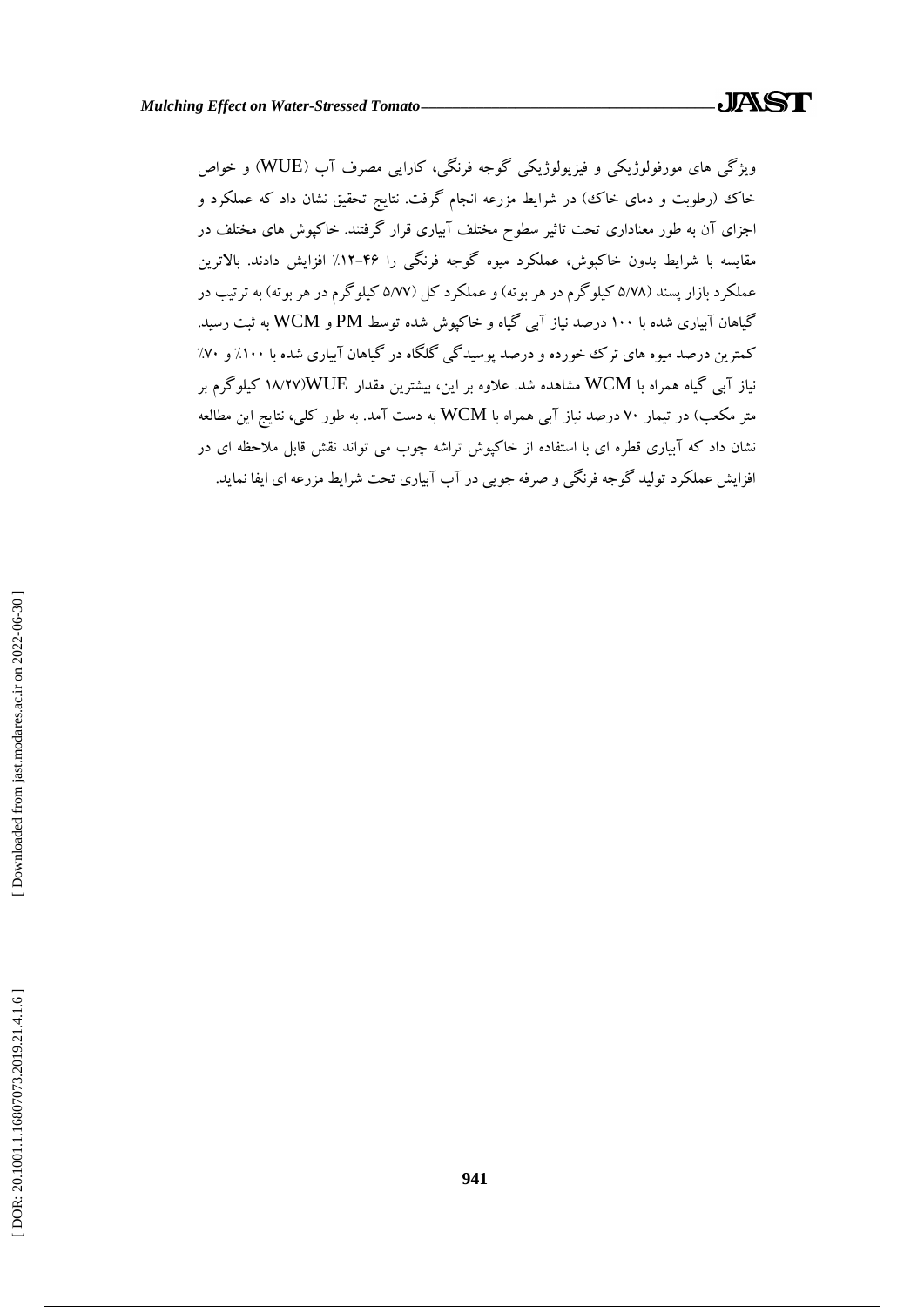ویژگی های مورفولوژیکی و فیزیولوژیکی گوجه فرنگی، کارایی مصرف آب (WUE) و خواص خاک (رطوبت و دمای خاک) در شرایط مزرعه انجام گرفت. نتایج تحقیق نشان داد که عملکرد و اجزای آن به طور معناداری تحت تاثیر سطوح مختلف آبیاری قرار گرفتند. خاکپوش های مختلف در مقایسه با شرایط بدون خاکپوش، عملکرد میوه گوجه فرنگی را ۴۶-۱۲٪ افزایش دادند. بالاترین عملکرد بازار پسند (۵/۷۸ کیلوگرم در هر بوته) و عملکرد کل (۵/۷۷ کیلوگرم در هر بوته) به ترتیب در گیاهان آبیاری شده با ۱۰۰ درصد نیاز آبی گیاه و خاکپوش شده توسط PM و WCM به ثبت رسید. کمترین درصد میوه های ترک خورده و درصد پوسیدگی گلگاه در گیاهان آبیاری شده با ۱۰۰٪ و ۷۰٪ نیاز آبی گیاه همراه با WCM مشاهده شد. علاوه بر این، بیشترین مقدار WUE(۱۸/۲۷ کیلوگرم بر متر مکعب) در تیمار ۷۰ درصد نیاز آبی همراه با WCM به دست آمد. به طور کلی، نتایج این مطالعه نشان داد که آبیاری قطره ای با استفاده از خاکپوش تراشه چوب می تواند نقش قابل ملاحظه ای در افزایش عملکرد تولید گوجه فرنگی و صرفه جویی در آب آبیاری تحت شرایط مزرعه ای ایفا نماید.